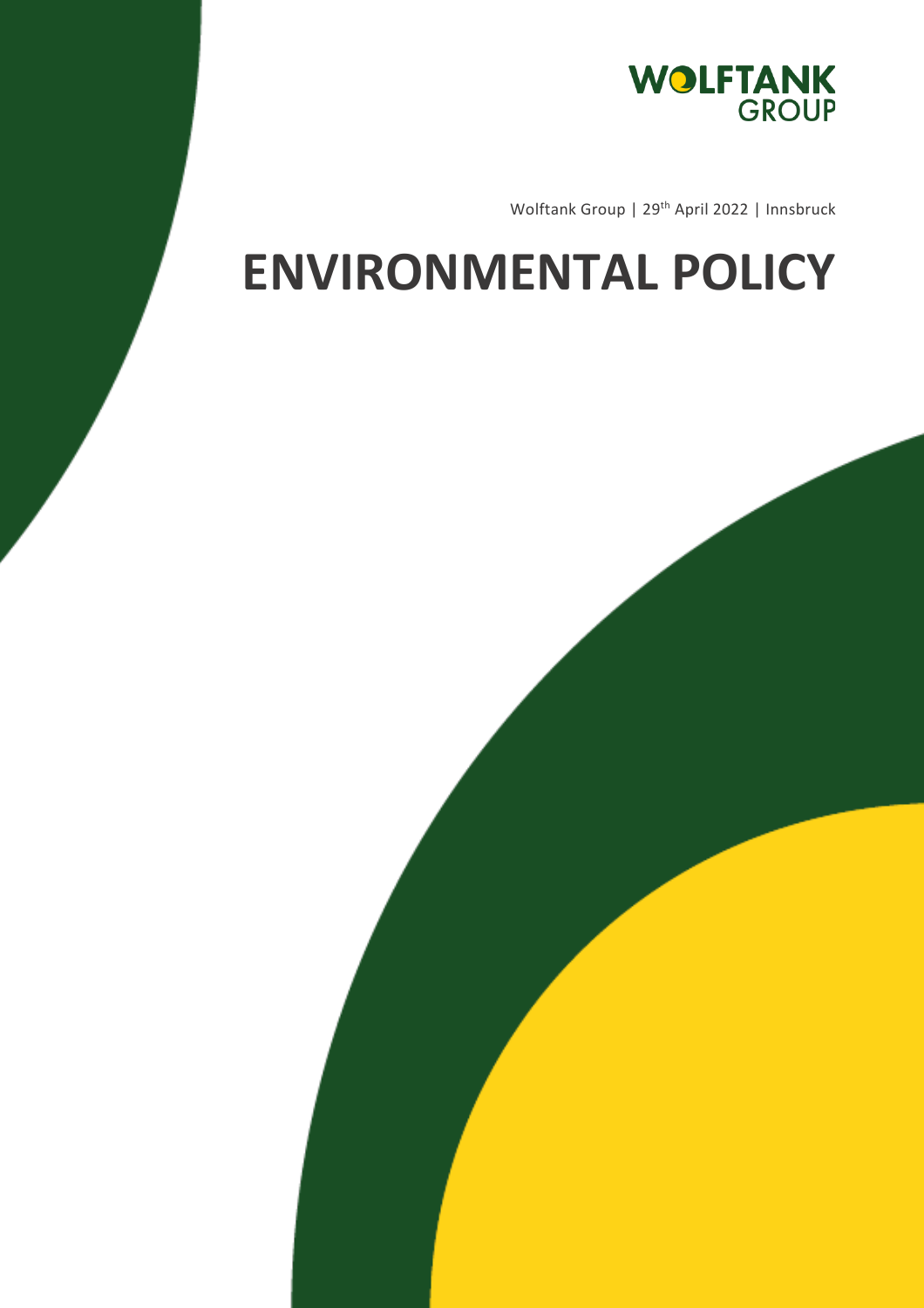WOLFTANK GROUP

Wolftank Group | 29th April 2022 | Innsbruck

# ENVIRONMENTAL POLICY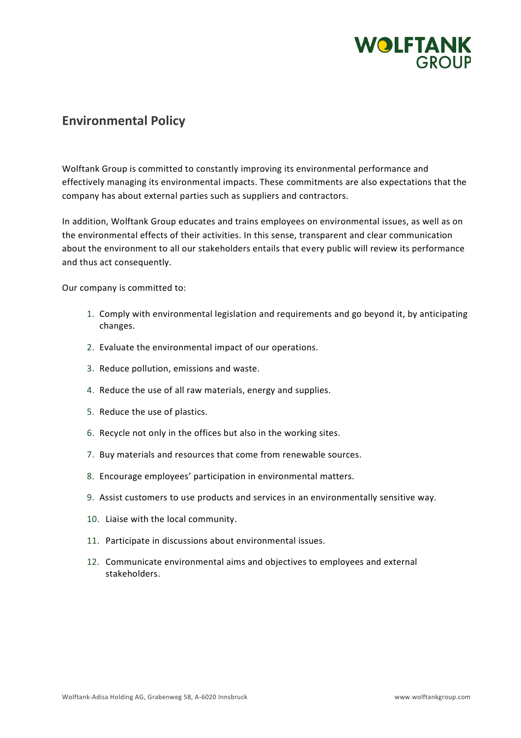## Environmental Policy

Wolftank Group is committed to constantly improving its environmental performance and effectively managing its environmental impacts. These commitments are also expectations that the company has about external parties such as suppliers and contractors.

In addition, Wolftank Group educates and trains employees on environmental issues, as well as on the environmental effects of their activities. In this sense, transparent and clear communication about the environment to all our stakeholders entails that every public will review its performance and thus act consequently.

Our company is committed to:

1. Comply with environmental legislation and requirements and go beyond it, by anticipating changes.
2. Evaluate the environmental impact of our operations.
3. Reduce pollution, emissions and waste.
4. Reduce the use of all raw materials, energy and supplies.
5. Reduce the use of plastics.
6. Recycle not only in the offices but also in the working sites.
7. Buy materials and resources that come from renewable sources.
8. Encourage employees' participation in environmental matters.
9. Assist customers to use products and services in an environmentally sensitive way.
10. Liaise with the local community.
11. Participate in discussions about environmental issues.
12. Communicate environmental aims and objectives to employees and external stakeholders.